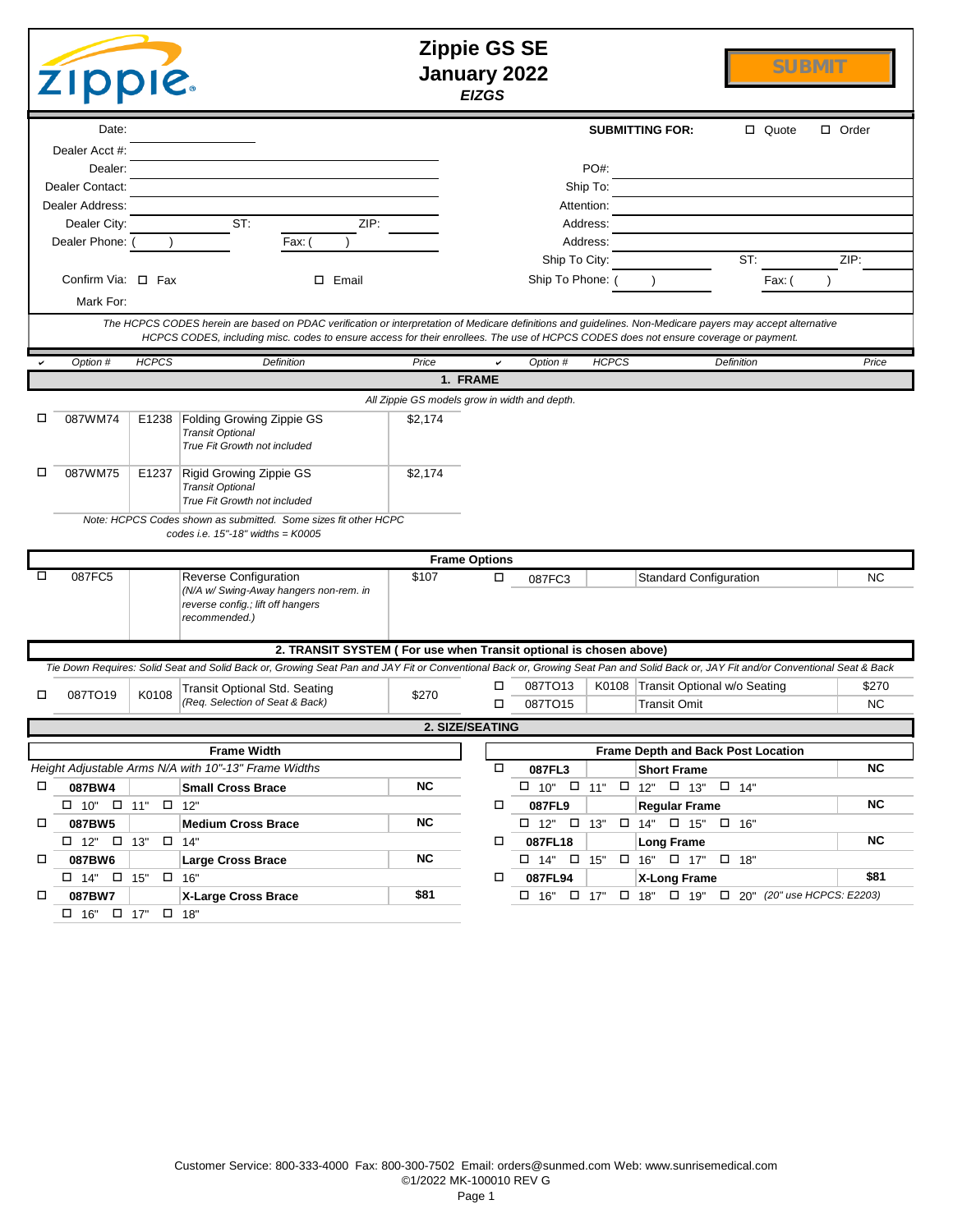# Zippie GS SE
## January 2022
*EIZGS*

SUBMIT

| | | | |
|---|---|---|---|
| Date: | | SUBMITTING FOR: | ☐ Quote ☐ Order |
| Dealer Acct #: | | | |
| Dealer: | | PO#: | |
| Dealer Contact: | | Ship To: | |
| Dealer Address: | | Attention: | |
| Dealer City: | ST: ZIP: | Address: | |
| Dealer Phone: ( ) | Fax: ( ) | Address: | |
| | | Ship To City: | ST: ZIP: |
| Confirm Via: ☐ Fax | ☐ Email | Ship To Phone: ( ) | Fax: ( ) |
| Mark For: | | | |

*The HCPCS CODES herein are based on PDAC verification or interpretation of Medicare definitions and guidelines. Non-Medicare payers may accept alternative HCPCS CODES, including misc. codes to ensure access for their enrollees. The use of HCPCS CODES does not ensure coverage or payment.*

## 1. FRAME

*All Zippie GS models grow in width and depth.*

| ✔ | Option # | HCPCS | Definition | Price |
|---|---|---|---|---|
| ☐ | 087WM74 | E1238 | Folding Growing Zippie GS<br>*Transit Optional*<br>*True Fit Growth not included* | $2,174 |
| ☐ | 087WM75 | E1237 | Rigid Growing Zippie GS<br>*Transit Optional*<br>*True Fit Growth not included* | $2,174 |

*Note: HCPCS Codes shown as submitted. Some sizes fit other HCPC codes i.e. 15"-18" widths = K0005*

### Frame Options

| ✔ | Option # | HCPCS | Definition | Price |
|---|---|---|---|---|
| ☐ | 087FC5 | | Reverse Configuration<br>*(N/A w/ Swing-Away hangers non-rem. in reverse config.; lift off hangers recommended.)* | $107 |
| ☐ | 087FC3 | | Standard Configuration | NC |

## 2. TRANSIT SYSTEM ( For use when Transit optional is chosen above)

*Tie Down Requires: Solid Seat and Solid Back or, Growing Seat Pan and JAY Fit or Conventional Back or, Growing Seat Pan and Solid Back or, JAY Fit and/or Conventional Seat & Back*

| ✔ | Option # | HCPCS | Definition | Price |
|---|---|---|---|---|
| ☐ | 087TO19 | K0108 | Transit Optional Std. Seating<br>*(Req. Selection of Seat & Back)* | $270 |
| ☐ | 087TO13 | K0108 | Transit Optional w/o Seating | $270 |
| ☐ | 087TO15 | | Transit Omit | NC |

## 2. SIZE/SEATING

### Frame Width

*Height Adjustable Arms N/A with 10"-13" Frame Widths*

| ✔ | Option # | HCPCS | Definition | Price |
|---|---|---|---|---|
| ☐ | **087BW4** | | **Small Cross Brace**<br>☐ 10" ☐ 11" ☐ 12" | **NC** |
| ☐ | **087BW5** | | **Medium Cross Brace**<br>☐ 12" ☐ 13" ☐ 14" | **NC** |
| ☐ | **087BW6** | | **Large Cross Brace**<br>☐ 14" ☐ 15" ☐ 16" | **NC** |
| ☐ | **087BW7** | | **X-Large Cross Brace**<br>☐ 16" ☐ 17" ☐ 18" | **$81** |

### Frame Depth and Back Post Location

| ✔ | Option # | HCPCS | Definition | Price |
|---|---|---|---|---|
| ☐ | **087FL3** | | **Short Frame**<br>☐ 10" ☐ 11" ☐ 12" ☐ 13" ☐ 14" | **NC** |
| ☐ | **087FL9** | | **Regular Frame**<br>☐ 12" ☐ 13" ☐ 14" ☐ 15" ☐ 16" | **NC** |
| ☐ | **087FL18** | | **Long Frame**<br>☐ 14" ☐ 15" ☐ 16" ☐ 17" ☐ 18" | **NC** |
| ☐ | **087FL94** | | **X-Long Frame**<br>☐ 16" ☐ 17" ☐ 18" ☐ 19" ☐ 20" *(20" use HCPCS: E2203)* | **$81** |

Customer Service: 800-333-4000 Fax: 800-300-7502 Email: orders@sunmed.com Web: www.sunrisemedical.com
©1/2022 MK-100010 REV G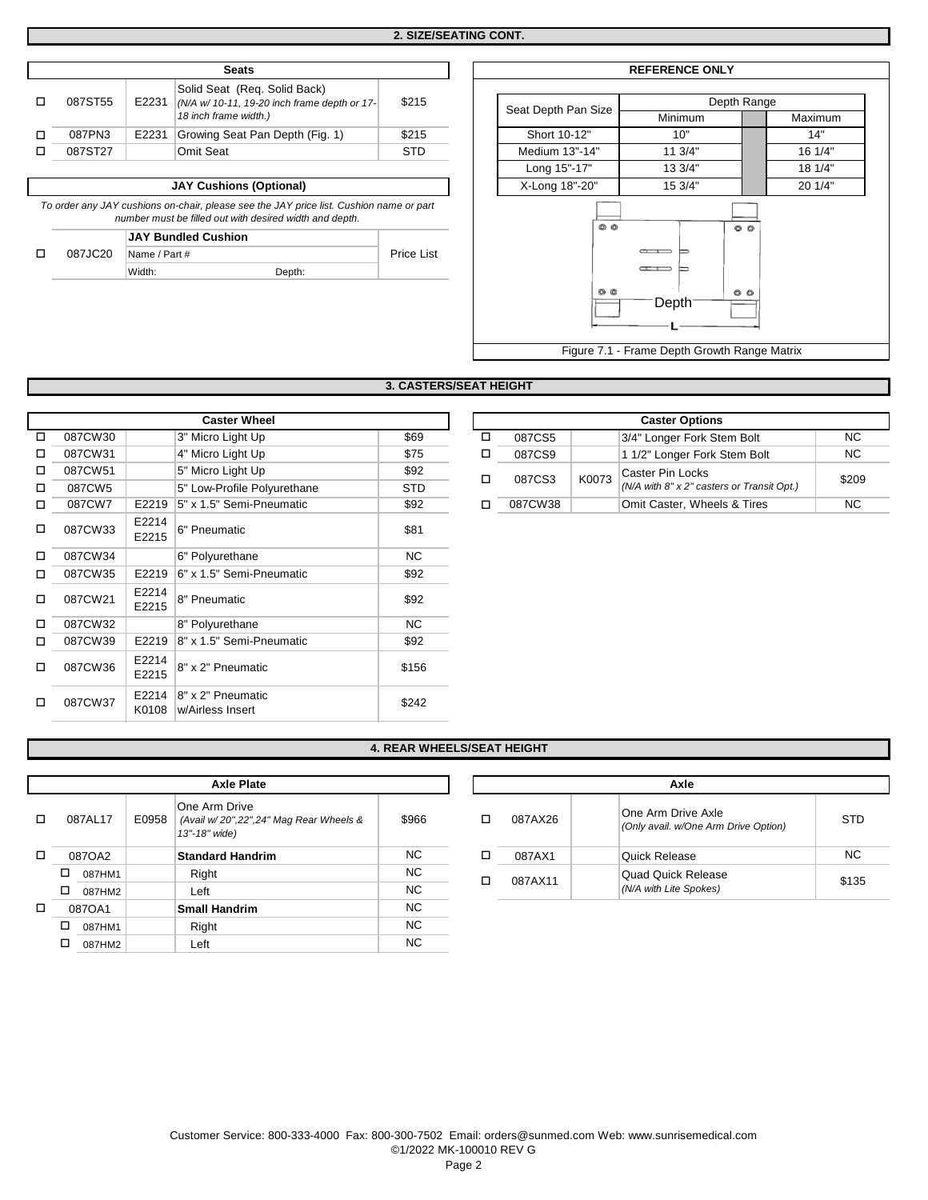## 2. SIZE/SEATING CONT.

### Seats

| | Part # | HCPCS | Description | Price |
|---|---|---|---|---|
| ☐ | 087ST55 | E2231 | Solid Seat (Req. Solid Back) *(N/A w/ 10-11, 19-20 inch frame depth or 17-18 inch frame width.)* | $215 |
| ☐ | 087PN3 | E2231 | Growing Seat Pan Depth (Fig. 1) | $215 |
| ☐ | 087ST27 | | Omit Seat | STD |

### JAY Cushions (Optional)

*To order any JAY cushions on-chair, please see the JAY price list. Cushion name or part number must be filled out with desired width and depth.*

| | Part # | JAY Bundled Cushion | Price |
|---|---|---|---|
| ☐ | 087JC20 | Name / Part #<br>Width: Depth: | Price List |

### REFERENCE ONLY

| Seat Depth Pan Size | Depth Range Minimum | | Depth Range Maximum |
|---|---|---|---|
| Short 10-12" | 10" | | 14" |
| Medium 13"-14" | 11 3/4" | | 16 1/4" |
| Long 15"-17" | 13 3/4" | | 18 1/4" |
| X-Long 18"-20" | 15 3/4" | | 20 1/4" |

Depth

L

Figure 7.1 - Frame Depth Growth Range Matrix

## 3. CASTERS/SEAT HEIGHT

### Caster Wheel

| | Part # | HCPCS | Description | Price |
|---|---|---|---|---|
| ☐ | 087CW30 | | 3" Micro Light Up | $69 |
| ☐ | 087CW31 | | 4" Micro Light Up | $75 |
| ☐ | 087CW51 | | 5" Micro Light Up | $92 |
| ☐ | 087CW5 | | 5" Low-Profile Polyurethane | STD |
| ☐ | 087CW7 | E2219 | 5" x 1.5" Semi-Pneumatic | $92 |
| ☐ | 087CW33 | E2214 E2215 | 6" Pneumatic | $81 |
| ☐ | 087CW34 | | 6" Polyurethane | NC |
| ☐ | 087CW35 | E2219 | 6" x 1.5" Semi-Pneumatic | $92 |
| ☐ | 087CW21 | E2214 E2215 | 8" Pneumatic | $92 |
| ☐ | 087CW32 | | 8" Polyurethane | NC |
| ☐ | 087CW39 | E2219 | 8" x 1.5" Semi-Pneumatic | $92 |
| ☐ | 087CW36 | E2214 E2215 | 8" x 2" Pneumatic | $156 |
| ☐ | 087CW37 | E2214 K0108 | 8" x 2" Pneumatic w/Airless Insert | $242 |

### Caster Options

| | Part # | HCPCS | Description | Price |
|---|---|---|---|---|
| ☐ | 087CS5 | | 3/4" Longer Fork Stem Bolt | NC |
| ☐ | 087CS9 | | 1 1/2" Longer Fork Stem Bolt | NC |
| ☐ | 087CS3 | K0073 | Caster Pin Locks *(N/A with 8" x 2" casters or Transit Opt.)* | $209 |
| ☐ | 087CW38 | | Omit Caster, Wheels & Tires | NC |

## 4. REAR WHEELS/SEAT HEIGHT

### Axle Plate

| | Part # | HCPCS | Description | Price |
|---|---|---|---|---|
| ☐ | 087AL17 | E0958 | One Arm Drive *(Avail w/ 20",22",24" Mag Rear Wheels & 13"-18" wide)* | $966 |
| ☐ | 087OA2 | | **Standard Handrim** | NC |
| ☐ | 087HM1 | | Right | NC |
| ☐ | 087HM2 | | Left | NC |
| ☐ | 087OA1 | | **Small Handrim** | NC |
| ☐ | 087HM1 | | Right | NC |
| ☐ | 087HM2 | | Left | NC |

### Axle

| | Part # | HCPCS | Description | Price |
|---|---|---|---|---|
| ☐ | 087AX26 | | One Arm Drive Axle *(Only avail. w/One Arm Drive Option)* | STD |
| ☐ | 087AX1 | | Quick Release | NC |
| ☐ | 087AX11 | | Quad Quick Release *(N/A with Lite Spokes)* | $135 |

Customer Service: 800-333-4000 Fax: 800-300-7502 Email: orders@sunmed.com Web: www.sunrisemedical.com
©1/2022 MK-100010 REV G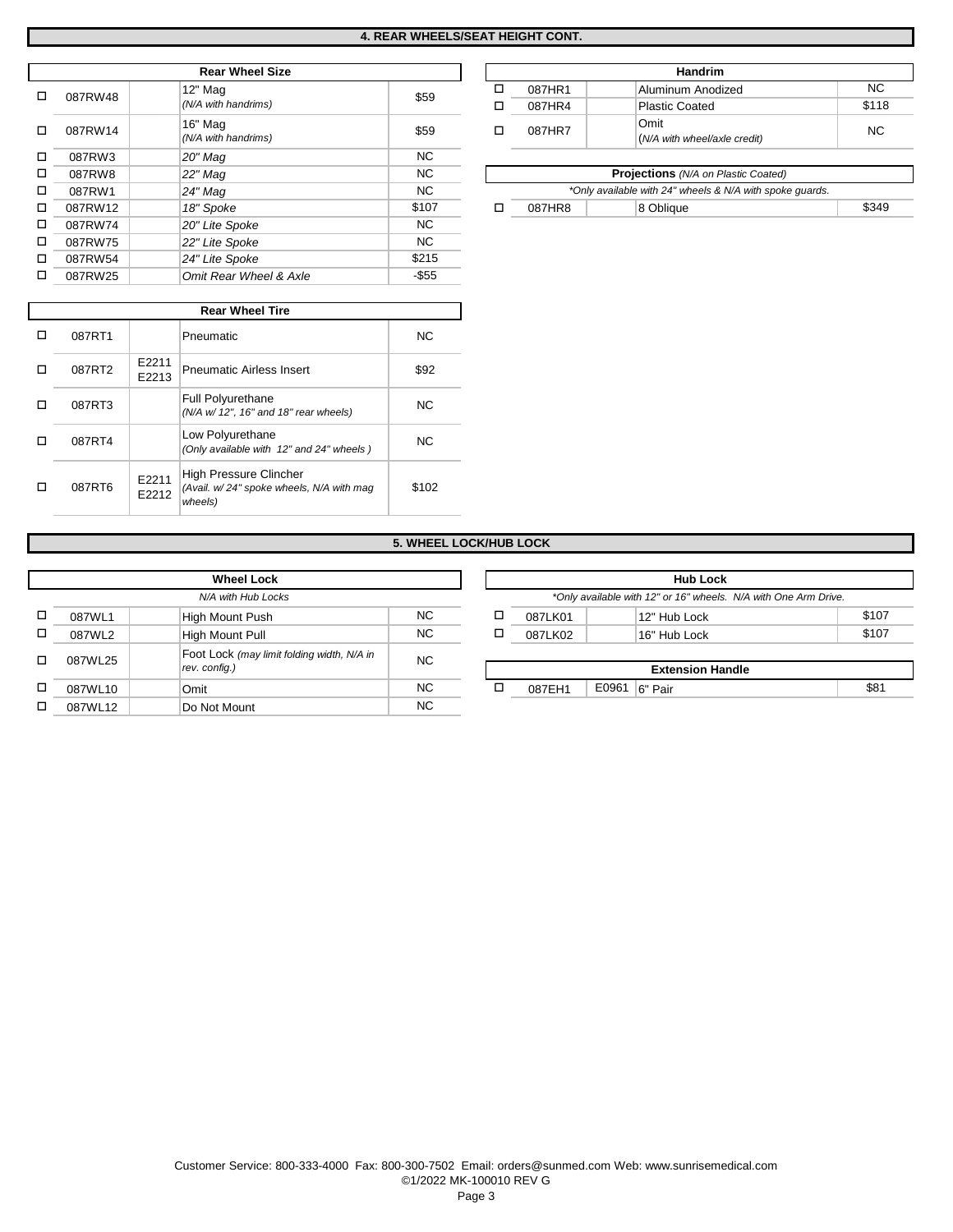## 4. REAR WHEELS/SEAT HEIGHT CONT.

| | Rear Wheel Size | | | |
|---|---|---|---|---|
| ☐ | 087RW48 | | 12" Mag *(N/A with handrims)* | $59 |
| ☐ | 087RW14 | | 16" Mag *(N/A with handrims)* | $59 |
| ☐ | 087RW3 | | *20" Mag* | NC |
| ☐ | 087RW8 | | *22" Mag* | NC |
| ☐ | 087RW1 | | *24" Mag* | NC |
| ☐ | 087RW12 | | *18" Spoke* | $107 |
| ☐ | 087RW74 | | *20" Lite Spoke* | NC |
| ☐ | 087RW75 | | *22" Lite Spoke* | NC |
| ☐ | 087RW54 | | *24" Lite Spoke* | $215 |
| ☐ | 087RW25 | | *Omit Rear Wheel & Axle* | -$55 |

| | Rear Wheel Tire | | | |
|---|---|---|---|---|
| ☐ | 087RT1 | | Pneumatic | NC |
| ☐ | 087RT2 | E2211 E2213 | Pneumatic Airless Insert | $92 |
| ☐ | 087RT3 | | Full Polyurethane *(N/A w/ 12", 16" and 18" rear wheels)* | NC |
| ☐ | 087RT4 | | Low Polyurethane *(Only available with 12" and 24" wheels )* | NC |
| ☐ | 087RT6 | E2211 E2212 | High Pressure Clincher *(Avail. w/ 24" spoke wheels, N/A with mag wheels)* | $102 |

| | Handrim | | | |
|---|---|---|---|---|
| ☐ | 087HR1 | | Aluminum Anodized | NC |
| ☐ | 087HR4 | | Plastic Coated | $118 |
| ☐ | 087HR7 | | Omit *(N/A with wheel/axle credit)* | NC |

| | Projections *(N/A on Plastic Coated)* | | | |
|---|---|---|---|---|
| | *\*Only available with 24" wheels & N/A with spoke guards.* | | | |
| ☐ | 087HR8 | | 8 Oblique | $349 |

## 5. WHEEL LOCK/HUB LOCK

| | Wheel Lock | | | |
|---|---|---|---|---|
| | *N/A with Hub Locks* | | | |
| ☐ | 087WL1 | | High Mount Push | NC |
| ☐ | 087WL2 | | High Mount Pull | NC |
| ☐ | 087WL25 | | Foot Lock *(may limit folding width, N/A in rev. config.)* | NC |
| ☐ | 087WL10 | | Omit | NC |
| ☐ | 087WL12 | | Do Not Mount | NC |

| | Hub Lock | | | |
|---|---|---|---|---|
| | *\*Only available with 12" or 16" wheels. N/A with One Arm Drive.* | | | |
| ☐ | 087LK01 | | 12" Hub Lock | $107 |
| ☐ | 087LK02 | | 16" Hub Lock | $107 |

| | Extension Handle | | | |
|---|---|---|---|---|
| ☐ | 087EH1 | E0961 | 6" Pair | $81 |

Customer Service: 800-333-4000 Fax: 800-300-7502 Email: orders@sunmed.com Web: www.sunrisemedical.com
©1/2022 MK-100010 REV G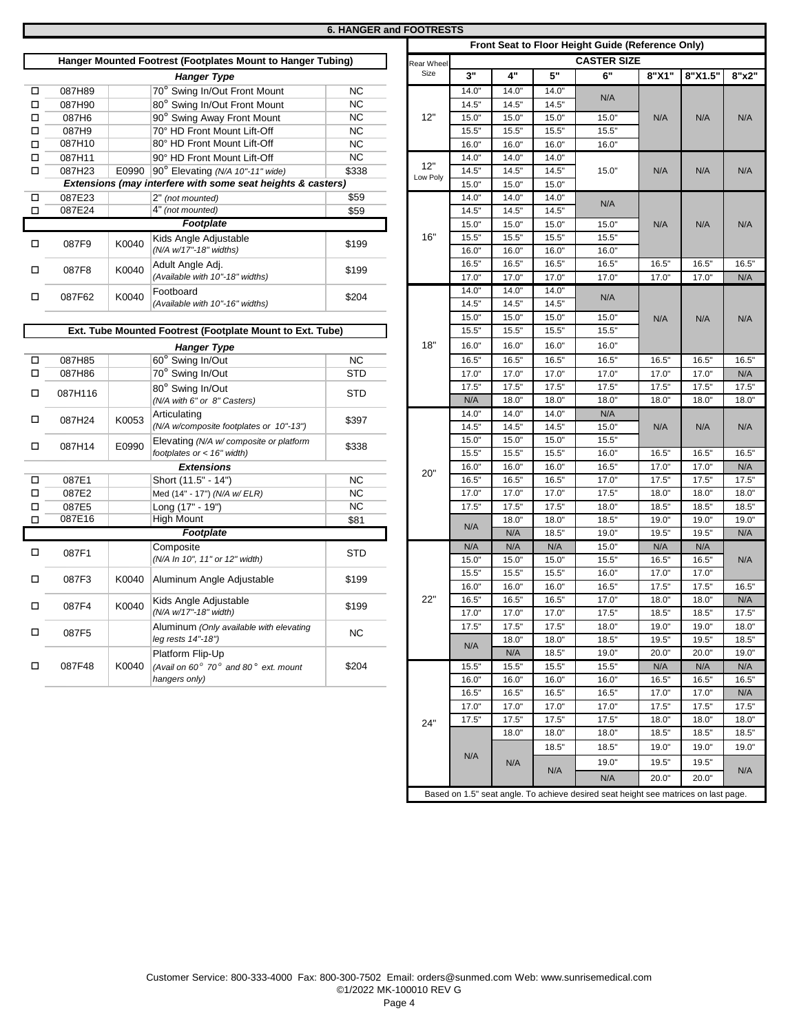## 6. HANGER and FOOTRESTS

### Hanger Mounted Footrest (Footplates Mount to Hanger Tubing)

| | Part # | Code | Hanger Type | Price |
|---|---|---|---|---|
| ☐ | 087H89 | | 70° Swing In/Out Front Mount | NC |
| ☐ | 087H90 | | 80° Swing In/Out Front Mount | NC |
| ☐ | 087H6 | | 90° Swing Away Front Mount | NC |
| ☐ | 087H9 | | 70° HD Front Mount Lift-Off | NC |
| ☐ | 087H10 | | 80° HD Front Mount Lift-Off | NC |
| ☐ | 087H11 | | 90° HD Front Mount Lift-Off | NC |
| ☐ | 087H23 | E0990 | 90° Elevating *(N/A 10"-11" wide)* | $338 |
| | | | ***Extensions (may interfere with some seat heights & casters)*** | |
| ☐ | 087E23 | | 2" *(not mounted)* | $59 |
| ☐ | 087E24 | | 4" *(not mounted)* | $59 |
| | | | ***Footplate*** | |
| ☐ | 087F9 | K0040 | Kids Angle Adjustable *(N/A w/17"-18" widths)* | $199 |
| ☐ | 087F8 | K0040 | Adult Angle Adj. *(Available with 10"-18" widths)* | $199 |
| ☐ | 087F62 | K0040 | Footboard *(Available with 10"-16" widths)* | $204 |

### Ext. Tube Mounted Footrest (Footplate Mount to Ext. Tube)

| | Part # | Code | Hanger Type | Price |
|---|---|---|---|---|
| ☐ | 087H85 | | 60° Swing In/Out | NC |
| ☐ | 087H86 | | 70° Swing In/Out | STD |
| ☐ | 087H116 | | 80° Swing In/Out *(N/A with 6" or 8" Casters)* | STD |
| ☐ | 087H24 | K0053 | Articulating *(N/A w/composite footplates or 10"-13")* | $397 |
| ☐ | 087H14 | E0990 | Elevating *(N/A w/ composite or platform footplates or < 16" width)* | $338 |
| | | | ***Extensions*** | |
| ☐ | 087E1 | | Short (11.5" - 14") | NC |
| ☐ | 087E2 | | Med (14" - 17") *(N/A w/ ELR)* | NC |
| ☐ | 087E5 | | Long (17" - 19") | NC |
| ☐ | 087E16 | | High Mount | $81 |
| | | | ***Footplate*** | |
| ☐ | 087F1 | | Composite *(N/A In 10", 11" or 12" width)* | STD |
| ☐ | 087F3 | K0040 | Aluminum Angle Adjustable | $199 |
| ☐ | 087F4 | K0040 | Kids Angle Adjustable *(N/A w/17"-18" width)* | $199 |
| ☐ | 087F5 | | Aluminum *(Only available with elevating leg rests 14"-18")* | NC |
| ☐ | 087F48 | K0040 | Platform Flip-Up *(Avail on 60° 70° and 80° ext. mount hangers only)* | $204 |

### Front Seat to Floor Height Guide (Reference Only)

| Rear Wheel Size | 3" | 4" | 5" | 6" | 8"X1" | 8"X1.5" | 8"x2" |
|---|---|---|---|---|---|---|---|
| 12" | 14.0" | 14.0" | 14.0" | N/A | N/A | N/A | N/A |
| | 14.5" | 14.5" | 14.5" | | | | |
| | 15.0" | 15.0" | 15.0" | 15.0" | | | |
| | 15.5" | 15.5" | 15.5" | 15.5" | | | |
| | 16.0" | 16.0" | 16.0" | 16.0" | | | |
| 12" Low Poly | 14.0" | 14.0" | 14.0" | 15.0" | N/A | N/A | N/A |
| | 14.5" | 14.5" | 14.5" | | | | |
| | 15.0" | 15.0" | 15.0" | | | | |
| 16" | 14.0" | 14.0" | 14.0" | N/A | N/A | N/A | N/A |
| | 14.5" | 14.5" | 14.5" | | | | |
| | 15.0" | 15.0" | 15.0" | 15.0" | | | |
| | 15.5" | 15.5" | 15.5" | 15.5" | | | |
| | 16.0" | 16.0" | 16.0" | 16.0" | | | |
| | 16.5" | 16.5" | 16.5" | 16.5" | 16.5" | 16.5" | 16.5" |
| | 17.0" | 17.0" | 17.0" | 17.0" | 17.0" | 17.0" | N/A |
| 18" | 14.0" | 14.0" | 14.0" | N/A | N/A | N/A | N/A |
| | 14.5" | 14.5" | 14.5" | | | | |
| | 15.0" | 15.0" | 15.0" | 15.0" | | | |
| | 15.5" | 15.5" | 15.5" | 15.5" | | | |
| | 16.0" | 16.0" | 16.0" | 16.0" | | | |
| | 16.5" | 16.5" | 16.5" | 16.5" | 16.5" | 16.5" | 16.5" |
| | 17.0" | 17.0" | 17.0" | 17.0" | 17.0" | 17.0" | N/A |
| | 17.5" | 17.5" | 17.5" | 17.5" | 17.5" | 17.5" | 17.5" |
| | N/A | 18.0" | 18.0" | 18.0" | 18.0" | 18.0" | 18.0" |
| 20" | 14.0" | 14.0" | 14.0" | N/A | N/A | N/A | N/A |
| | 14.5" | 14.5" | 14.5" | 15.0" | | | |
| | 15.0" | 15.0" | 15.0" | 15.5" | | | |
| | 15.5" | 15.5" | 15.5" | 16.0" | 16.5" | 16.5" | 16.5" |
| | 16.0" | 16.0" | 16.0" | 16.5" | 17.0" | 17.0" | N/A |
| | 16.5" | 16.5" | 16.5" | 17.0" | 17.5" | 17.5" | 17.5" |
| | 17.0" | 17.0" | 17.0" | 17.5" | 18.0" | 18.0" | 18.0" |
| | 17.5" | 17.5" | 17.5" | 18.0" | 18.5" | 18.5" | 18.5" |
| | N/A | 18.0" | 18.0" | 18.5" | 19.0" | 19.0" | 19.0" |
| | | N/A | 18.5" | 19.0" | 19.5" | 19.5" | N/A |
| 22" | N/A | N/A | N/A | 15.0" | N/A | N/A | N/A |
| | 15.0" | 15.0" | 15.0" | 15.5" | 16.5" | 16.5" | |
| | 15.5" | 15.5" | 15.5" | 16.0" | 17.0" | 17.0" | |
| | 16.0" | 16.0" | 16.0" | 16.5" | 17.5" | 17.5" | 16.5" |
| | 16.5" | 16.5" | 16.5" | 17.0" | 18.0" | 18.0" | N/A |
| | 17.0" | 17.0" | 17.0" | 17.5" | 18.5" | 18.5" | 17.5" |
| | 17.5" | 17.5" | 17.5" | 18.0" | 19.0" | 19.0" | 18.0" |
| | N/A | 18.0" | 18.0" | 18.5" | 19.5" | 19.5" | 18.5" |
| | | N/A | 18.5" | 19.0" | 20.0" | 20.0" | 19.0" |
| 24" | 15.5" | 15.5" | 15.5" | 15.5" | N/A | N/A | N/A |
| | 16.0" | 16.0" | 16.0" | 16.0" | 16.5" | 16.5" | 16.5" |
| | 16.5" | 16.5" | 16.5" | 16.5" | 17.0" | 17.0" | N/A |
| | 17.0" | 17.0" | 17.0" | 17.0" | 17.5" | 17.5" | 17.5" |
| | 17.5" | 17.5" | 17.5" | 17.5" | 18.0" | 18.0" | 18.0" |
| | N/A | 18.0" | 18.0" | 18.0" | 18.5" | 18.5" | 18.5" |
| | | N/A | 18.5" | 18.5" | 19.0" | 19.0" | 19.0" |
| | | | N/A | 19.0" | 19.5" | 19.5" | N/A |
| | | | | N/A | 20.0" | 20.0" | |

Based on 1.5" seat angle. To achieve desired seat height see matrices on last page.

Customer Service: 800-333-4000 Fax: 800-300-7502 Email: orders@sunmed.com Web: www.sunrisemedical.com
©1/2022 MK-100010 REV G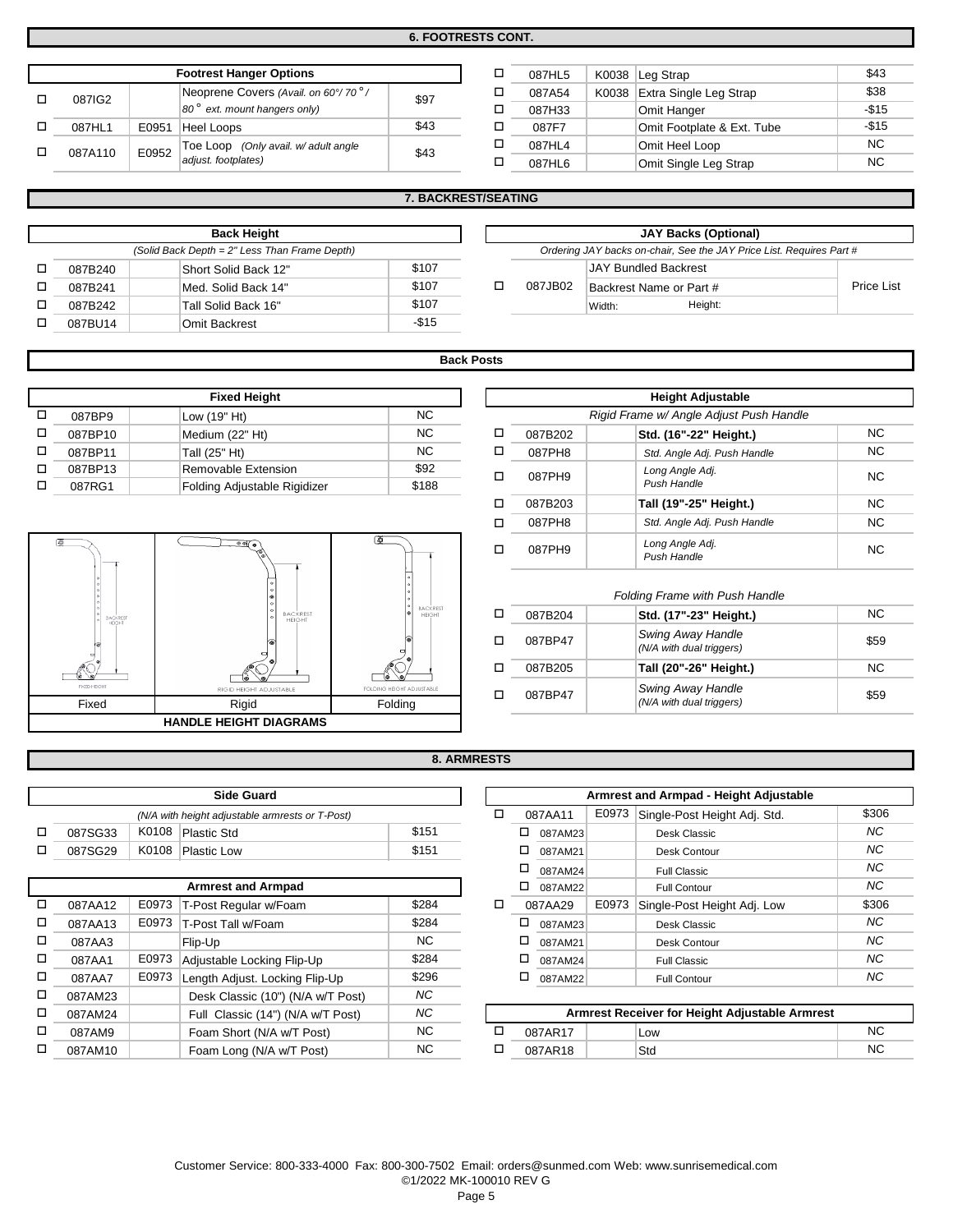## 6. FOOTRESTS CONT.

| | Footrest Hanger Options | | | |
|---|---|---|---|---|
| ☐ | 087IG2 | | Neoprene Covers *(Avail. on 60°/ 70°/ 80° ext. mount hangers only)* | $97 |
| ☐ | 087HL1 | E0951 | Heel Loops | $43 |
| ☐ | 087A110 | E0952 | Toe Loop *(Only avail. w/ adult angle adjust. footplates)* | $43 |

| | | | | |
|---|---|---|---|---|
| ☐ | 087HL5 | K0038 | Leg Strap | $43 |
| ☐ | 087A54 | K0038 | Extra Single Leg Strap | $38 |
| ☐ | 087H33 | | Omit Hanger | -$15 |
| ☐ | 087F7 | | Omit Footplate & Ext. Tube | -$15 |
| ☐ | 087HL4 | | Omit Heel Loop | NC |
| ☐ | 087HL6 | | Omit Single Leg Strap | NC |

## 7. BACKREST/SEATING

| | Back Height | | |
|---|---|---|---|
| | *(Solid Back Depth = 2" Less Than Frame Depth)* | | |
| ☐ | 087B240 | Short Solid Back 12" | $107 |
| ☐ | 087B241 | Med. Solid Back 14" | $107 |
| ☐ | 087B242 | Tall Solid Back 16" | $107 |
| ☐ | 087BU14 | Omit Backrest | -$15 |

| | JAY Backs (Optional) | | |
|---|---|---|---|
| | *Ordering JAY backs on-chair, See the JAY Price List. Requires Part #* | | |
| ☐ | 087JB02 | JAY Bundled Backrest<br>Backrest Name or Part #<br>Width: Height: | Price List |

### Back Posts

| | Fixed Height | | |
|---|---|---|---|
| ☐ | 087BP9 | Low (19" Ht) | NC |
| ☐ | 087BP10 | Medium (22" Ht) | NC |
| ☐ | 087BP11 | Tall (25" Ht) | NC |
| ☐ | 087BP13 | Removable Extension | $92 |
| ☐ | 087RG1 | Folding Adjustable Rigidizer | $188 |

| | Height Adjustable | | |
|---|---|---|---|
| | *Rigid Frame w/ Angle Adjust Push Handle* | | |
| ☐ | 087B202 | **Std. (16"-22" Height.)** | NC |
| ☐ | 087PH8 | *Std. Angle Adj. Push Handle* | NC |
| ☐ | 087PH9 | *Long Angle Adj. Push Handle* | NC |
| ☐ | 087B203 | **Tall (19"-25" Height.)** | NC |
| ☐ | 087PH8 | *Std. Angle Adj. Push Handle* | NC |
| ☐ | 087PH9 | *Long Angle Adj. Push Handle* | NC |
| | *Folding Frame with Push Handle* | | |
| ☐ | 087B204 | **Std. (17"-23" Height.)** | NC |
| ☐ | 087BP47 | *Swing Away Handle (N/A with dual triggers)* | $59 |
| ☐ | 087B205 | **Tall (20"-26" Height.)** | NC |
| ☐ | 087BP47 | *Swing Away Handle (N/A with dual triggers)* | $59 |

| Fixed | Rigid | Folding |
|---|---|---|
| **HANDLE HEIGHT DIAGRAMS** | | |

## 8. ARMRESTS

| | Side Guard | | | |
|---|---|---|---|---|
| | *(N/A with height adjustable armrests or T-Post)* | | | |
| ☐ | 087SG33 | K0108 | Plastic Std | $151 |
| ☐ | 087SG29 | K0108 | Plastic Low | $151 |

| | Armrest and Armpad | | | |
|---|---|---|---|---|
| ☐ | 087AA12 | E0973 | T-Post Regular w/Foam | $284 |
| ☐ | 087AA13 | E0973 | T-Post Tall w/Foam | $284 |
| ☐ | 087AA3 | | Flip-Up | NC |
| ☐ | 087AA1 | E0973 | Adjustable Locking Flip-Up | $284 |
| ☐ | 087AA7 | E0973 | Length Adjust. Locking Flip-Up | $296 |
| ☐ | 087AM23 | | Desk Classic (10") (N/A w/T Post) | *NC* |
| ☐ | 087AM24 | | Full Classic (14") (N/A w/T Post) | *NC* |
| ☐ | 087AM9 | | Foam Short (N/A w/T Post) | NC |
| ☐ | 087AM10 | | Foam Long (N/A w/T Post) | NC |

| | Armrest and Armpad - Height Adjustable | | | |
|---|---|---|---|---|
| ☐ | 087AA11 | E0973 | Single-Post Height Adj. Std. | $306 |
| ☐ | 087AM23 | | Desk Classic | *NC* |
| ☐ | 087AM21 | | Desk Contour | *NC* |
| ☐ | 087AM24 | | Full Classic | *NC* |
| ☐ | 087AM22 | | Full Contour | *NC* |
| ☐ | 087AA29 | E0973 | Single-Post Height Adj. Low | $306 |
| ☐ | 087AM23 | | Desk Classic | *NC* |
| ☐ | 087AM21 | | Desk Contour | *NC* |
| ☐ | 087AM24 | | Full Classic | *NC* |
| ☐ | 087AM22 | | Full Contour | *NC* |

| | Armrest Receiver for Height Adjustable Armrest | | |
|---|---|---|---|
| ☐ | 087AR17 | Low | NC |
| ☐ | 087AR18 | Std | NC |

Customer Service: 800-333-4000 Fax: 800-300-7502 Email: orders@sunmed.com Web: www.sunrisemedical.com
©1/2022 MK-100010 REV G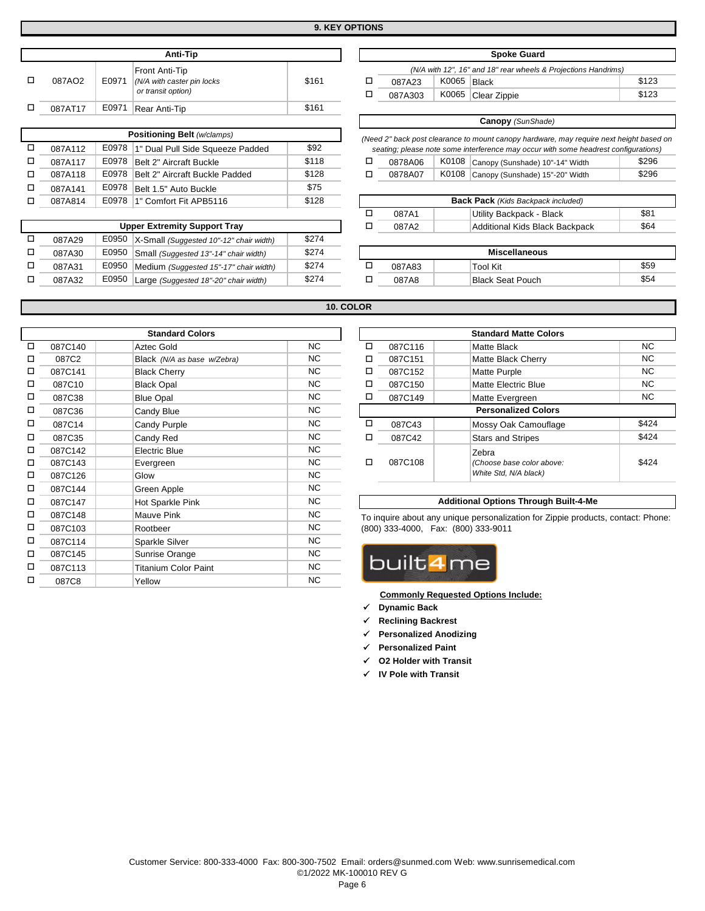## 9. KEY OPTIONS

### Anti-Tip

| | | | | |
|---|---|---|---|---|
| ☐ | 087AO2 | E0971 | Front Anti-Tip *(N/A with caster pin locks or transit option)* | $161 |
| ☐ | 087AT17 | E0971 | Rear Anti-Tip | $161 |

### Positioning Belt *(w/clamps)*

| | | | | |
|---|---|---|---|---|
| ☐ | 087A112 | E0978 | 1" Dual Pull Side Squeeze Padded | $92 |
| ☐ | 087A117 | E0978 | Belt 2" Aircraft Buckle | $118 |
| ☐ | 087A118 | E0978 | Belt 2" Aircraft Buckle Padded | $128 |
| ☐ | 087A141 | E0978 | Belt 1.5" Auto Buckle | $75 |
| ☐ | 087A814 | E0978 | 1" Comfort Fit APB5116 | $128 |

### Upper Extremity Support Tray

| | | | | |
|---|---|---|---|---|
| ☐ | 087A29 | E0950 | X-Small *(Suggested 10"-12" chair width)* | $274 |
| ☐ | 087A30 | E0950 | Small *(Suggested 13"-14" chair width)* | $274 |
| ☐ | 087A31 | E0950 | Medium *(Suggested 15"-17" chair width)* | $274 |
| ☐ | 087A32 | E0950 | Large *(Suggested 18"-20" chair width)* | $274 |

### Spoke Guard

*(N/A with 12", 16" and 18" rear wheels & Projections Handrims)*

| | | | | |
|---|---|---|---|---|
| ☐ | 087A23 | K0065 | Black | $123 |
| ☐ | 087A303 | K0065 | Clear Zippie | $123 |

### Canopy *(SunShade)*

*(Need 2" back post clearance to mount canopy hardware, may require next height based on seating; please note some interference may occur with some headrest configurations)*

| | | | | |
|---|---|---|---|---|
| ☐ | 0878A06 | K0108 | Canopy (Sunshade) 10"-14" Width | $296 |
| ☐ | 0878A07 | K0108 | Canopy (Sunshade) 15"-20" Width | $296 |

### Back Pack *(Kids Backpack included)*

| | | | | |
|---|---|---|---|---|
| ☐ | 087A1 | | Utility Backpack - Black | $81 |
| ☐ | 087A2 | | Additional Kids Black Backpack | $64 |

### Miscellaneous

| | | | | |
|---|---|---|---|---|
| ☐ | 087A83 | | Tool Kit | $59 |
| ☐ | 087A8 | | Black Seat Pouch | $54 |

## 10. COLOR

### Standard Colors

| | | | | |
|---|---|---|---|---|
| ☐ | 087C140 | | Aztec Gold | NC |
| ☐ | 087C2 | | Black *(N/A as base w/Zebra)* | NC |
| ☐ | 087C141 | | Black Cherry | NC |
| ☐ | 087C10 | | Black Opal | NC |
| ☐ | 087C38 | | Blue Opal | NC |
| ☐ | 087C36 | | Candy Blue | NC |
| ☐ | 087C14 | | Candy Purple | NC |
| ☐ | 087C35 | | Candy Red | NC |
| ☐ | 087C142 | | Electric Blue | NC |
| ☐ | 087C143 | | Evergreen | NC |
| ☐ | 087C126 | | Glow | NC |
| ☐ | 087C144 | | Green Apple | NC |
| ☐ | 087C147 | | Hot Sparkle Pink | NC |
| ☐ | 087C148 | | Mauve Pink | NC |
| ☐ | 087C103 | | Rootbeer | NC |
| ☐ | 087C114 | | Sparkle Silver | NC |
| ☐ | 087C145 | | Sunrise Orange | NC |
| ☐ | 087C113 | | Titanium Color Paint | NC |
| ☐ | 087C8 | | Yellow | NC |

### Standard Matte Colors

| | | | | |
|---|---|---|---|---|
| ☐ | 087C116 | | Matte Black | NC |
| ☐ | 087C151 | | Matte Black Cherry | NC |
| ☐ | 087C152 | | Matte Purple | NC |
| ☐ | 087C150 | | Matte Electric Blue | NC |
| ☐ | 087C149 | | Matte Evergreen | NC |

### Personalized Colors

| | | | | |
|---|---|---|---|---|
| ☐ | 087C43 | | Mossy Oak Camouflage | $424 |
| ☐ | 087C42 | | Stars and Stripes | $424 |
| ☐ | 087C108 | | Zebra *(Choose base color above: White Std, N/A black)* | $424 |

### Additional Options Through Built-4-Me

To inquire about any unique personalization for Zippie products, contact: Phone: (800) 333-4000, Fax: (800) 333-9011

built4me

**Commonly Requested Options Include:**

- ✓ **Dynamic Back**
- ✓ **Reclining Backrest**
- ✓ **Personalized Anodizing**
- ✓ **Personalized Paint**
- ✓ **O2 Holder with Transit**
- ✓ **IV Pole with Transit**

Customer Service: 800-333-4000 Fax: 800-300-7502 Email: orders@sunmed.com Web: www.sunrisemedical.com
©1/2022 MK-100010 REV G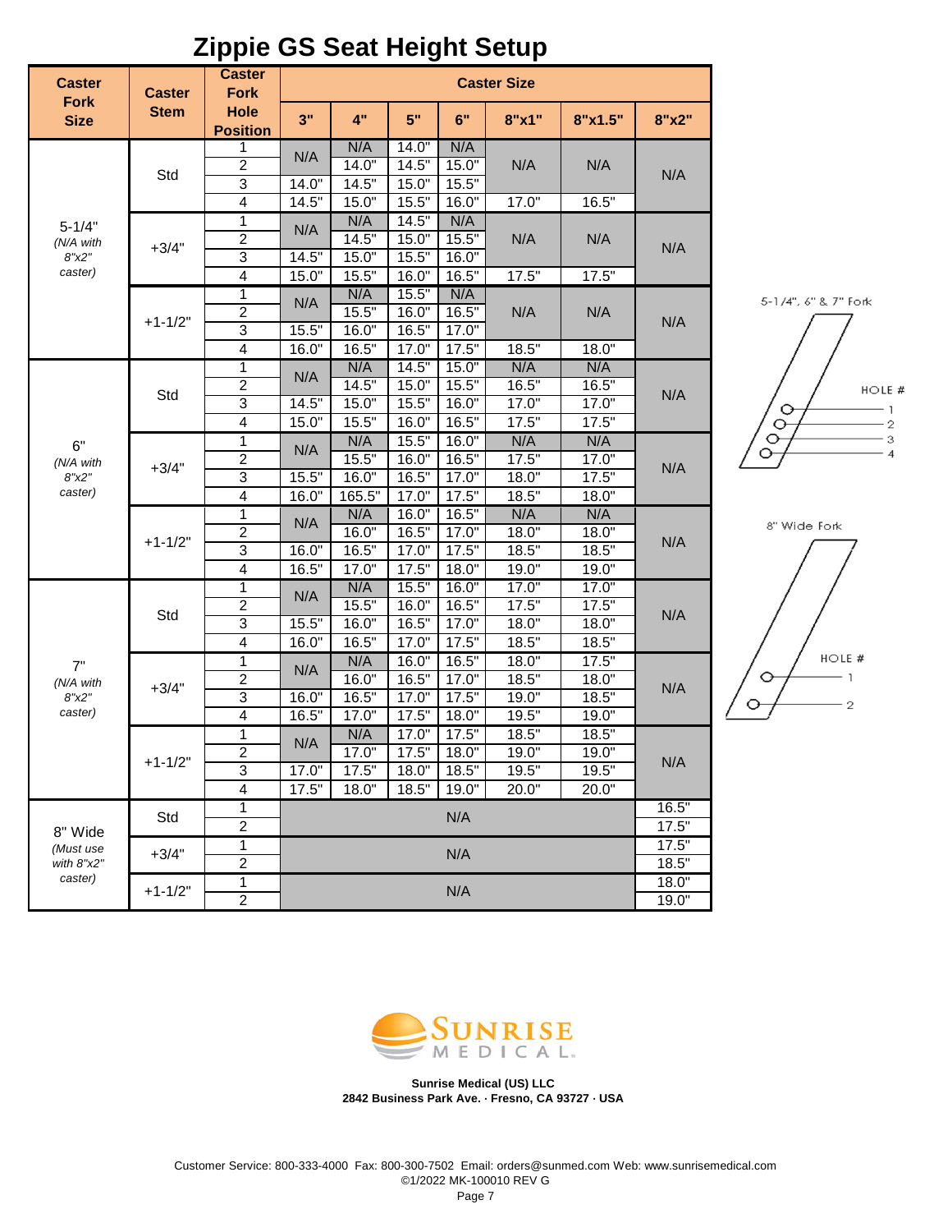# Zippie GS Seat Height Setup

| Caster Fork Size | Caster Stem | Caster Fork Hole Position | Caster Size | | | | | | |
|---|---|---|---|---|---|---|---|---|---|
| | | | 3" | 4" | 5" | 6" | 8"x1" | 8"x1.5" | 8"x2" |
| 5-1/4" *(N/A with 8"x2" caster)* | Std | 1 | N/A | N/A | 14.0" | N/A | N/A | N/A | N/A |
| | | 2 | | 14.0" | 14.5" | 15.0" | | | |
| | | 3 | 14.0" | 14.5" | 15.0" | 15.5" | | | |
| | | 4 | 14.5" | 15.0" | 15.5" | 16.0" | 17.0" | 16.5" | |
| | +3/4" | 1 | N/A | N/A | 14.5" | N/A | N/A | N/A | N/A |
| | | 2 | | 14.5" | 15.0" | 15.5" | | | |
| | | 3 | 14.5" | 15.0" | 15.5" | 16.0" | | | |
| | | 4 | 15.0" | 15.5" | 16.0" | 16.5" | 17.5" | 17.5" | |
| | +1-1/2" | 1 | N/A | N/A | 15.5" | N/A | N/A | N/A | N/A |
| | | 2 | | 15.5" | 16.0" | 16.5" | | | |
| | | 3 | 15.5" | 16.0" | 16.5" | 17.0" | | | |
| | | 4 | 16.0" | 16.5" | 17.0" | 17.5" | 18.5" | 18.0" | |
| 6" *(N/A with 8"x2" caster)* | Std | 1 | N/A | N/A | 14.5" | 15.0" | N/A | N/A | N/A |
| | | 2 | | 14.5" | 15.0" | 15.5" | 16.5" | 16.5" | |
| | | 3 | 14.5" | 15.0" | 15.5" | 16.0" | 17.0" | 17.0" | |
| | | 4 | 15.0" | 15.5" | 16.0" | 16.5" | 17.5" | 17.5" | |
| | +3/4" | 1 | N/A | N/A | 15.5" | 15.5" | N/A | N/A | N/A |
| | | 2 | | 15.5" | 16.0" | 16.5" | 17.5" | 17.0" | |
| | | 3 | 15.5" | 16.0" | 16.5" | 17.0" | 18.0" | 17.5" | |
| | | 4 | 16.0" | 165.5" | 17.0" | 17.5" | 18.5" | 18.0" | |
| | +1-1/2" | 1 | N/A | N/A | 16.0" | 16.5" | N/A | N/A | N/A |
| | | 2 | | 16.0" | 16.5" | 17.0" | 18.0" | 18.0" | |
| | | 3 | 16.0" | 16.5" | 17.0" | 17.5" | 18.5" | 18.5" | |
| | | 4 | 16.5" | 17.0" | 17.5" | 18.0" | 19.0" | 19.0" | |
| 7" *(N/A with 8"x2" caster)* | Std | 1 | N/A | N/A | 15.5" | 16.0" | 17.0" | 17.0" | N/A |
| | | 2 | | 15.5" | 16.0" | 16.5" | 17.5" | 17.5" | |
| | | 3 | 15.5" | 16.0" | 16.5" | 17.0" | 18.0" | 18.0" | |
| | | 4 | 16.0" | 16.5" | 17.0" | 17.5" | 18.5" | 18.5" | |
| | +3/4" | 1 | N/A | N/A | 16.0" | 16.5" | 18.0" | 17.5" | N/A |
| | | 2 | | 16.0" | 16.5" | 17.0" | 18.5" | 18.0" | |
| | | 3 | 16.0" | 16.5" | 17.0" | 17.5" | 19.0" | 18.5" | |
| | | 4 | 16.5" | 17.0" | 17.5" | 18.0" | 19.5" | 19.0" | |
| | +1-1/2" | 1 | N/A | N/A | 17.0" | 17.5" | 18.5" | 18.5" | N/A |
| | | 2 | | 17.0" | 17.5" | 18.0" | 19.0" | 19.0" | |
| | | 3 | 17.0" | 17.5" | 18.0" | 18.5" | 19.5" | 19.5" | |
| | | 4 | 17.5" | 18.0" | 18.5" | 19.0" | 20.0" | 20.0" | |
| 8" Wide *(Must use with 8"x2" caster)* | Std | 1 | N/A | | | | | | 16.5" |
| | | 2 | | | | | | | 17.5" |
| | +3/4" | 1 | N/A | | | | | | 17.5" |
| | | 2 | | | | | | | 18.5" |
| | +1-1/2" | 1 | N/A | | | | | | 18.0" |
| | | 2 | | | | | | | 19.0" |

5-1/4", 6" & 7" Fork

HOLE #
1
2
3
4

8" Wide Fork

HOLE #
1
2

SUNRISE MEDICAL.

**Sunrise Medical (US) LLC**
**2842 Business Park Ave. · Fresno, CA 93727 · USA**

Customer Service: 800-333-4000 Fax: 800-300-7502 Email: orders@sunmed.com Web: www.sunrisemedical.com
©1/2022 MK-100010 REV G